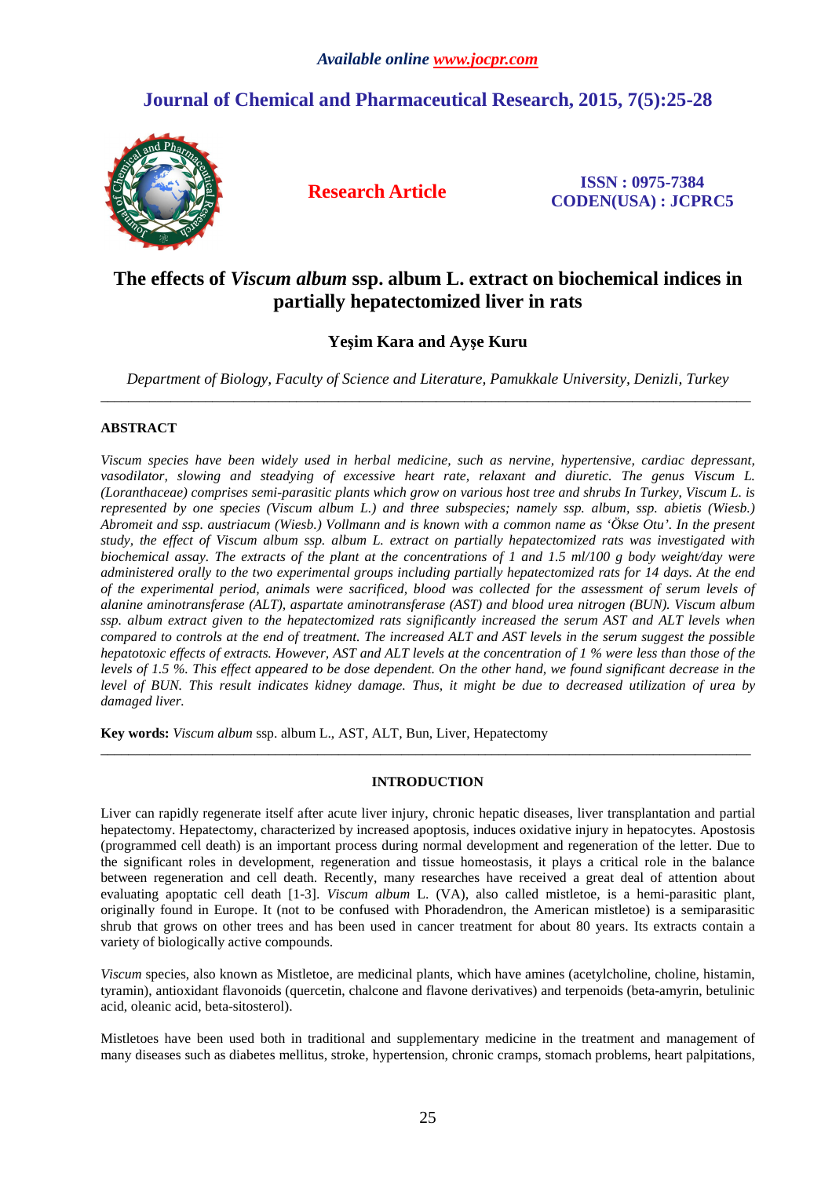*Available online www.jocpr.com*

## Journal of Chemical and Pharmaceutical Research, 2015, 7(5):25-28

**Research Article**

**ISSN : 0975-7384**
**CODEN(USA) : JCPRC5**

# The effects of *Viscum album* ssp. album L. extract on biochemical indices in partially hepatectomized liver in rats

**Yeşim Kara and Ayşe Kuru**

*Department of Biology, Faculty of Science and Literature, Pamukkale University, Denizli, Turkey*

---

## ABSTRACT

*Viscum species have been widely used in herbal medicine, such as nervine, hypertensive, cardiac depressant, vasodilator, slowing and steadying of excessive heart rate, relaxant and diuretic. The genus Viscum L. (Loranthaceae) comprises semi-parasitic plants which grow on various host tree and shrubs In Turkey, Viscum L. is represented by one species (Viscum album L.) and three subspecies; namely ssp. album, ssp. abietis (Wiesb.) Abromeit and ssp. austriacum (Wiesb.) Vollmann and is known with a common name as 'Ökse Otu'. In the present study, the effect of Viscum album ssp. album L. extract on partially hepatectomized rats was investigated with biochemical assay. The extracts of the plant at the concentrations of 1 and 1.5 ml/100 g body weight/day were administered orally to the two experimental groups including partially hepatectomized rats for 14 days. At the end of the experimental period, animals were sacrificed, blood was collected for the assessment of serum levels of alanine aminotransferase (ALT), aspartate aminotransferase (AST) and blood urea nitrogen (BUN). Viscum album ssp. album extract given to the hepatectomized rats significantly increased the serum AST and ALT levels when compared to controls at the end of treatment. The increased ALT and AST levels in the serum suggest the possible hepatotoxic effects of extracts. However, AST and ALT levels at the concentration of 1 % were less than those of the levels of 1.5 %. This effect appeared to be dose dependent. On the other hand, we found significant decrease in the level of BUN. This result indicates kidney damage. Thus, it might be due to decreased utilization of urea by damaged liver.*

**Key words:** *Viscum album* ssp. album L., AST, ALT, Bun, Liver, Hepatectomy

---

## INTRODUCTION

Liver can rapidly regenerate itself after acute liver injury, chronic hepatic diseases, liver transplantation and partial hepatectomy. Hepatectomy, characterized by increased apoptosis, induces oxidative injury in hepatocytes. Apostosis (programmed cell death) is an important process during normal development and regeneration of the letter. Due to the significant roles in development, regeneration and tissue homeostasis, it plays a critical role in the balance between regeneration and cell death. Recently, many researches have received a great deal of attention about evaluating apoptatic cell death [1-3]. *Viscum album* L. (VA), also called mistletoe, is a hemi-parasitic plant, originally found in Europe. It (not to be confused with Phoradendron, the American mistletoe) is a semiparasitic shrub that grows on other trees and has been used in cancer treatment for about 80 years. Its extracts contain a variety of biologically active compounds.

*Viscum* species, also known as Mistletoe, are medicinal plants, which have amines (acetylcholine, choline, histamin, tyramin), antioxidant flavonoids (quercetin, chalcone and flavone derivatives) and terpenoids (beta-amyrin, betulinic acid, oleanic acid, beta-sitosterol).

Mistletoes have been used both in traditional and supplementary medicine in the treatment and management of many diseases such as diabetes mellitus, stroke, hypertension, chronic cramps, stomach problems, heart palpitations,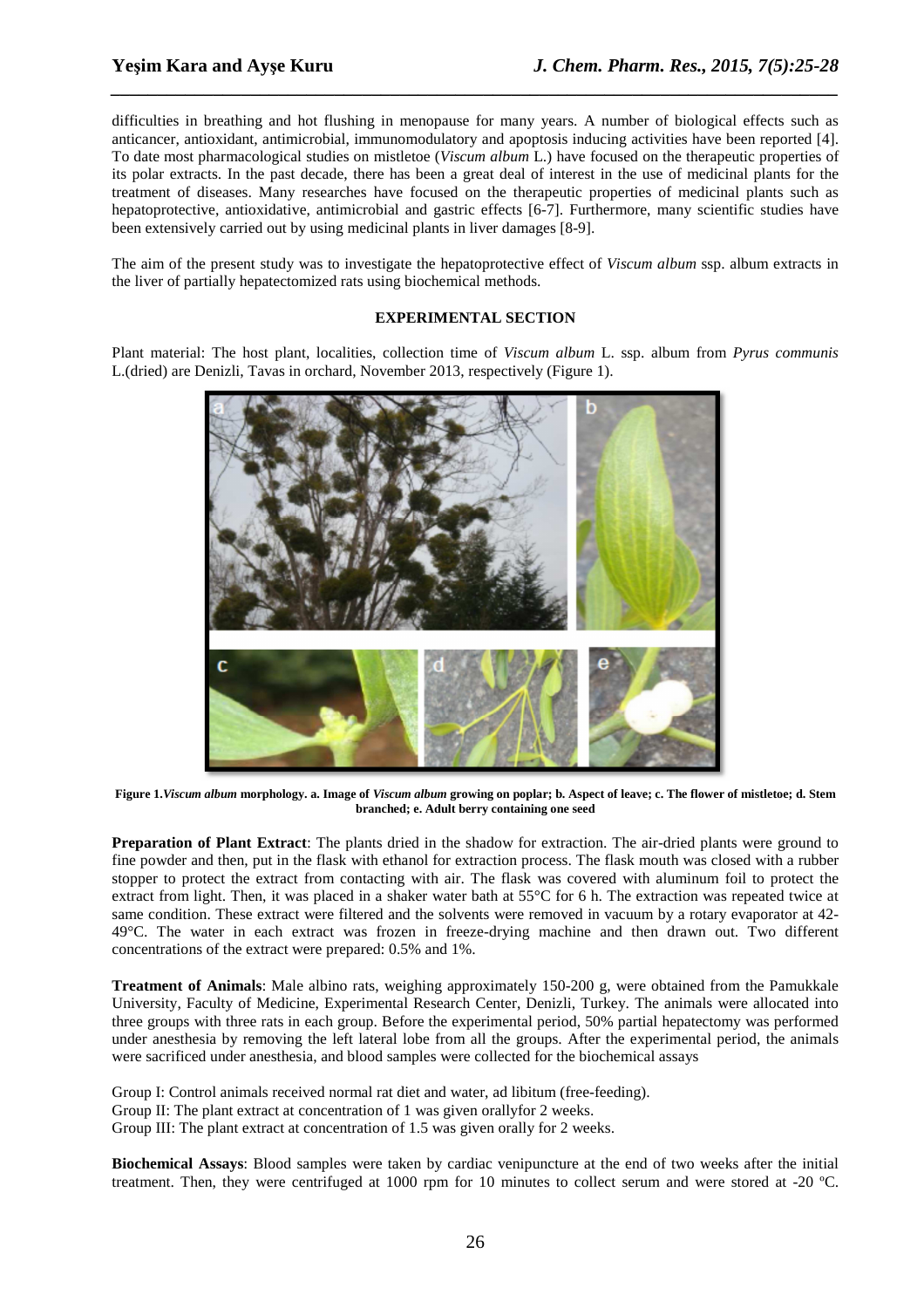difficulties in breathing and hot flushing in menopause for many years. A number of biological effects such as anticancer, antioxidant, antimicrobial, immunomodulatory and apoptosis inducing activities have been reported [4]. To date most pharmacological studies on mistletoe (*Viscum album* L.) have focused on the therapeutic properties of its polar extracts. In the past decade, there has been a great deal of interest in the use of medicinal plants for the treatment of diseases. Many researches have focused on the therapeutic properties of medicinal plants such as hepatoprotective, antioxidative, antimicrobial and gastric effects [6-7]. Furthermore, many scientific studies have been extensively carried out by using medicinal plants in liver damages [8-9].

The aim of the present study was to investigate the hepatoprotective effect of *Viscum album* ssp. album extracts in the liver of partially hepatectomized rats using biochemical methods.

## EXPERIMENTAL SECTION

Plant material: The host plant, localities, collection time of *Viscum album* L. ssp. album from *Pyrus communis* L.(dried) are Denizli, Tavas in orchard, November 2013, respectively (Figure 1).

**Figure 1.** ***Viscum album*** **morphology. a. Image of** ***Viscum album*** **growing on poplar; b. Aspect of leave; c. The flower of mistletoe; d. Stem branched; e. Adult berry containing one seed**

**Preparation of Plant Extract**: The plants dried in the shadow for extraction. The air-dried plants were ground to fine powder and then, put in the flask with ethanol for extraction process. The flask mouth was closed with a rubber stopper to protect the extract from contacting with air. The flask was covered with aluminum foil to protect the extract from light. Then, it was placed in a shaker water bath at 55°C for 6 h. The extraction was repeated twice at same condition. These extract were filtered and the solvents were removed in vacuum by a rotary evaporator at 42-49°C. The water in each extract was frozen in freeze-drying machine and then drawn out. Two different concentrations of the extract were prepared: 0.5% and 1%.

**Treatment of Animals**: Male albino rats, weighing approximately 150-200 g, were obtained from the Pamukkale University, Faculty of Medicine, Experimental Research Center, Denizli, Turkey. The animals were allocated into three groups with three rats in each group. Before the experimental period, 50% partial hepatectomy was performed under anesthesia by removing the left lateral lobe from all the groups. After the experimental period, the animals were sacrificed under anesthesia, and blood samples were collected for the biochemical assays

Group I: Control animals received normal rat diet and water, ad libitum (free-feeding).
Group II: The plant extract at concentration of 1 was given orallyfor 2 weeks.
Group III: The plant extract at concentration of 1.5 was given orally for 2 weeks.

**Biochemical Assays**: Blood samples were taken by cardiac venipuncture at the end of two weeks after the initial treatment. Then, they were centrifuged at 1000 rpm for 10 minutes to collect serum and were stored at -20 ºC.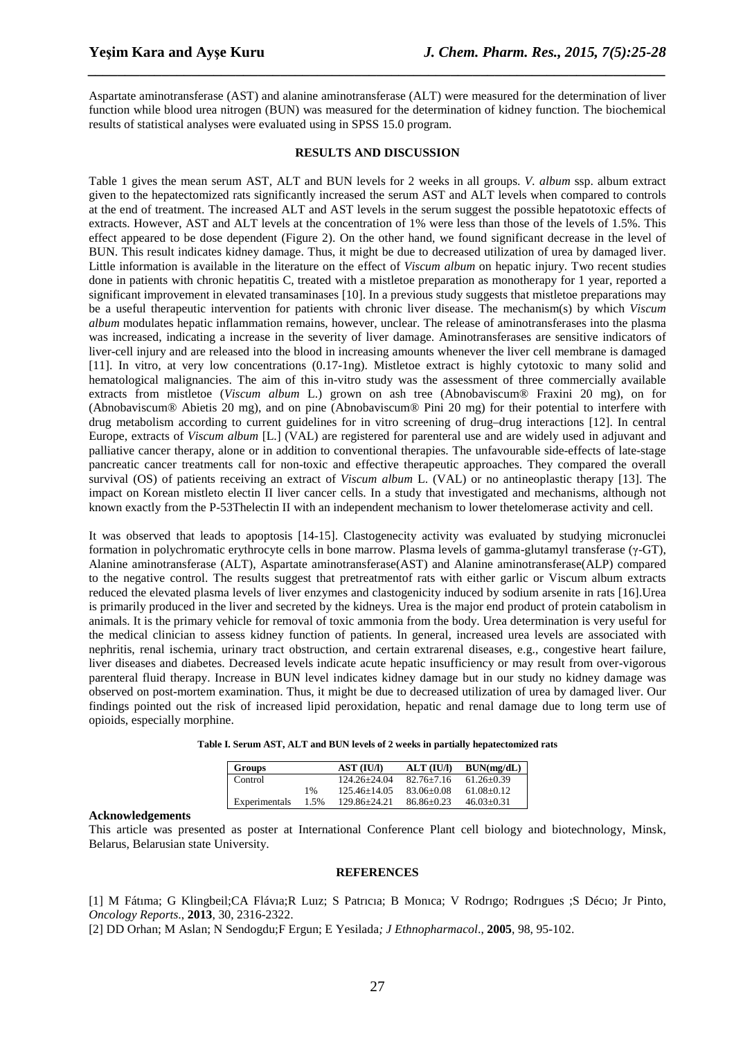Aspartate aminotransferase (AST) and alanine aminotransferase (ALT) were measured for the determination of liver function while blood urea nitrogen (BUN) was measured for the determination of kidney function. The biochemical results of statistical analyses were evaluated using in SPSS 15.0 program.

## RESULTS AND DISCUSSION

Table 1 gives the mean serum AST, ALT and BUN levels for 2 weeks in all groups. *V. album* ssp. album extract given to the hepatectomized rats significantly increased the serum AST and ALT levels when compared to controls at the end of treatment. The increased ALT and AST levels in the serum suggest the possible hepatotoxic effects of extracts. However, AST and ALT levels at the concentration of 1% were less than those of the levels of 1.5%. This effect appeared to be dose dependent (Figure 2). On the other hand, we found significant decrease in the level of BUN. This result indicates kidney damage. Thus, it might be due to decreased utilization of urea by damaged liver. Little information is available in the literature on the effect of *Viscum album* on hepatic injury. Two recent studies done in patients with chronic hepatitis C, treated with a mistletoe preparation as monotherapy for 1 year, reported a significant improvement in elevated transaminases [10]. In a previous study suggests that mistletoe preparations may be a useful therapeutic intervention for patients with chronic liver disease. The mechanism(s) by which *Viscum album* modulates hepatic inflammation remains, however, unclear. The release of aminotransferases into the plasma was increased, indicating a increase in the severity of liver damage. Aminotransferases are sensitive indicators of liver-cell injury and are released into the blood in increasing amounts whenever the liver cell membrane is damaged [11]. In vitro, at very low concentrations (0.17-1ng). Mistletoe extract is highly cytotoxic to many solid and hematological malignancies. The aim of this in-vitro study was the assessment of three commercially available extracts from mistletoe (*Viscum album* L.) grown on ash tree (Abnobaviscum® Fraxini 20 mg), on for (Abnobaviscum® Abietis 20 mg), and on pine (Abnobaviscum® Pini 20 mg) for their potential to interfere with drug metabolism according to current guidelines for in vitro screening of drug–drug interactions [12]. In central Europe, extracts of *Viscum album* [L.] (VAL) are registered for parenteral use and are widely used in adjuvant and palliative cancer therapy, alone or in addition to conventional therapies. The unfavourable side-effects of late-stage pancreatic cancer treatments call for non-toxic and effective therapeutic approaches. They compared the overall survival (OS) of patients receiving an extract of *Viscum album* L. (VAL) or no antineoplastic therapy [13]. The impact on Korean mistleto electin II liver cancer cells. In a study that investigated and mechanisms, although not known exactly from the P-53Thelectin II with an independent mechanism to lower thetelomerase activity and cell.

It was observed that leads to apoptosis [14-15]. Clastogenecity activity was evaluated by studying micronuclei formation in polychromatic erythrocyte cells in bone marrow. Plasma levels of gamma-glutamyl transferase (γ-GT), Alanine aminotransferase (ALT), Aspartate aminotransferase(AST) and Alanine aminotransferase(ALP) compared to the negative control. The results suggest that pretreatmentof rats with either garlic or Viscum album extracts reduced the elevated plasma levels of liver enzymes and clastogenicity induced by sodium arsenite in rats [16].Urea is primarily produced in the liver and secreted by the kidneys. Urea is the major end product of protein catabolism in animals. It is the primary vehicle for removal of toxic ammonia from the body. Urea determination is very useful for the medical clinician to assess kidney function of patients. In general, increased urea levels are associated with nephritis, renal ischemia, urinary tract obstruction, and certain extrarenal diseases, e.g., congestive heart failure, liver diseases and diabetes. Decreased levels indicate acute hepatic insufficiency or may result from over-vigorous parenteral fluid therapy. Increase in BUN level indicates kidney damage but in our study no kidney damage was observed on post-mortem examination. Thus, it might be due to decreased utilization of urea by damaged liver. Our findings pointed out the risk of increased lipid peroxidation, hepatic and renal damage due to long term use of opioids, especially morphine.

**Table I. Serum AST, ALT and BUN levels of 2 weeks in partially hepatectomized rats**

| Groups | | AST (IU/l) | ALT (IU/l) | BUN(mg/dL) |
|---|---|---|---|---|
| Control | | 124.26±24.04 | 82.76±7.16 | 61.26±0.39 |
| | 1% | 125.46±14.05 | 83.06±0.08 | 61.08±0.12 |
| Experimentals | 1.5% | 129.86±24.21 | 86.86±0.23 | 46.03±0.31 |

### Acknowledgements

This article was presented as poster at International Conference Plant cell biology and biotechnology, Minsk, Belarus, Belarusian state University.

## REFERENCES

[1] M Fátıma; G Klingbeil;CA Flávıa;R Luız; S Patrıcıa; B Monıca; V Rodrıgo; Rodrıgues ;S Décıo; Jr Pinto, *Oncology Reports*., **2013**, 30, 2316-2322.

[2] DD Orhan; M Aslan; N Sendogdu;F Ergun; E Yesilada*; J Ethnopharmacol*., **2005**, 98, 95-102.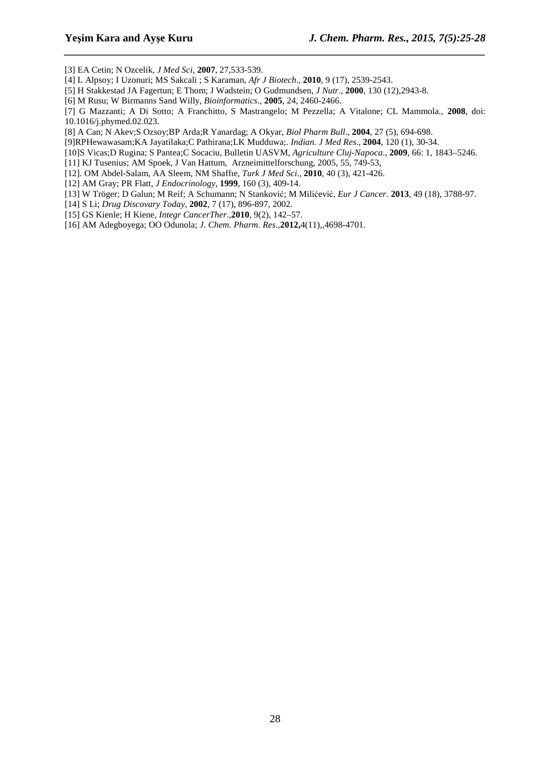[3] EA Cetin; N Ozcelik, *J Med Sci,* **2007**, 27,533-539.

[4] L Alpsoy; I Uzonuri; MS Sakcali ; S Karaman, *Afr J Biotech*., **2010**, 9 (17), 2539-2543.

[5] H Stakkestad JA Fagertun; E Thom; J Wadstein; O Gudmundsen, *J Nutr*., **2000**, 130 (12),2943-8.

[6] M Rusu; W Birmanns Sand Willy, *Bioinformatics*., **2005**, 24, 2460-2466.

[7] G Mazzanti; A Di Sotto; A Franchitto, S Mastrangelo; M Pezzella; A Vitalone; CL Mammola., **2008**, doi: 10.1016/j.phymed.02.023.

[8] A Can; N Akev;S Ozsoy;BP Arda;R Yanardag; A Okyar, *Biol Pharm Bull*., **2004**, 27 (5), 694-698.

[9]RPHewawasam;KA Jayatilaka;C Pathirana;LK Mudduwa;. *Indian. J Med Res*., **2004**, 120 (1), 30-34.

[10]S Vicas;D Rugina; S Pantea;C Socaciu, Bulletin UASVM, *Agriculture Cluj-Napoca*., **2009**, 66: 1, 1843–5246.

[11] KJ Tusenius; AM Spoek, J Van Hattum, Arzneimittelforschung, 2005, 55, 749-53,

[12]. OM Abdel-Salam, AA Sleem, NM Shaffıe, *Turk J Med Sci*., **2010**, 40 (3), 421-426.

[12] AM Gray; PR Flatt, *J Endocrinology*, **1999**, 160 (3), 409-14.

[13] W Tröger; D Galun; M Reif; A Schumann; N Stanković; M Milićević, *Eur J Cancer*. **2013**, 49 (18), 3788-97.

[14] S Li; *Drug Discovary Today*, **2002**, 7 (17), 896-897, 2002.

[15] GS Kienle; H Kiene, *Integr CancerTher*.,**2010**, 9(2), 142–57.

[16] AM Adegboyega; OO Odunola; *J. Chem. Pharm. Res*.,**2012,**4(11),,4698-4701.